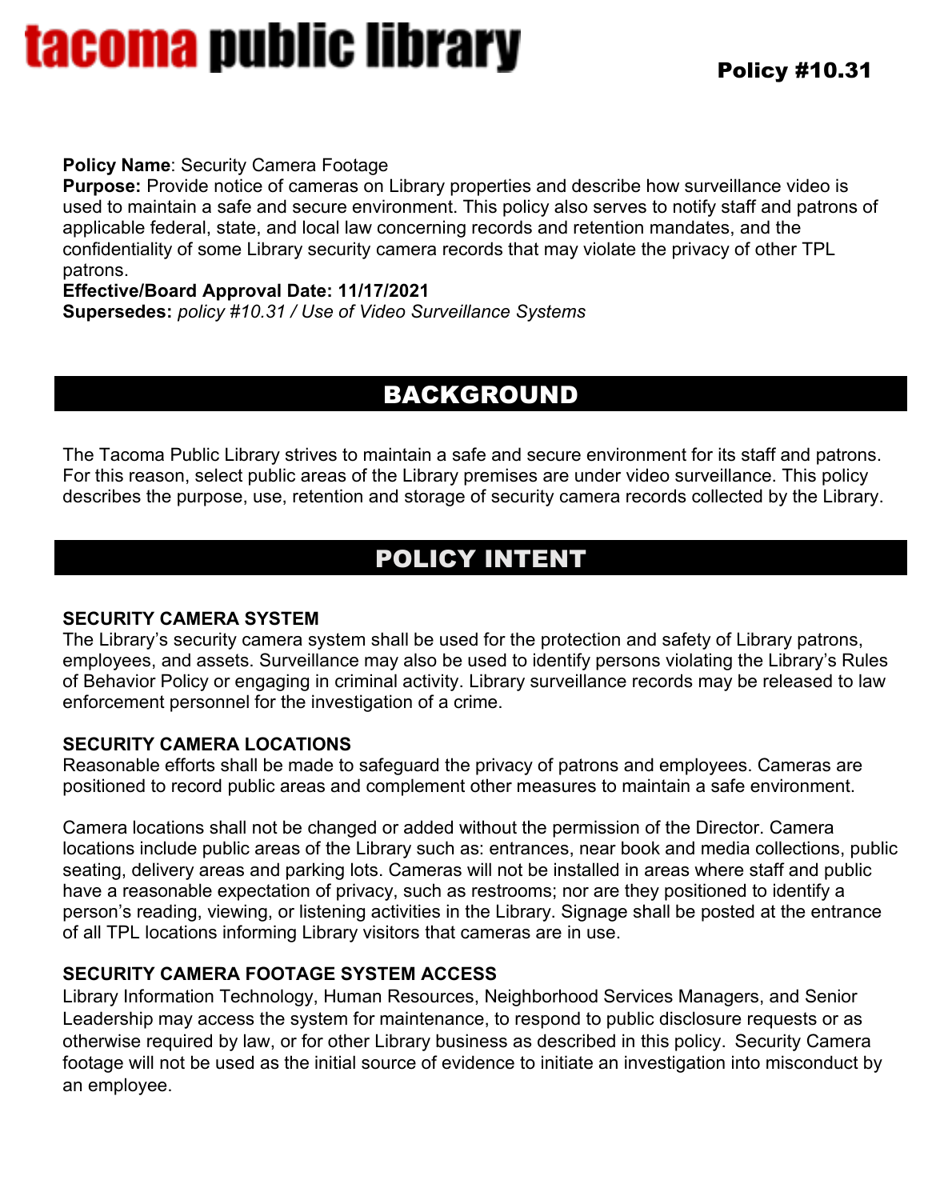# tacoma public library

**Policy #10.31**

**Policy Name**: Security Camera Footage
**Purpose:** Provide notice of cameras on Library properties and describe how surveillance video is used to maintain a safe and secure environment. This policy also serves to notify staff and patrons of applicable federal, state, and local law concerning records and retention mandates, and the confidentiality of some Library security camera records that may violate the privacy of other TPL patrons.
**Effective/Board Approval Date: 11/17/2021**
**Supersedes:** *policy #10.31 / Use of Video Surveillance Systems*

## BACKGROUND

The Tacoma Public Library strives to maintain a safe and secure environment for its staff and patrons. For this reason, select public areas of the Library premises are under video surveillance. This policy describes the purpose, use, retention and storage of security camera records collected by the Library.

## POLICY INTENT

### SECURITY CAMERA SYSTEM

The Library's security camera system shall be used for the protection and safety of Library patrons, employees, and assets. Surveillance may also be used to identify persons violating the Library's Rules of Behavior Policy or engaging in criminal activity. Library surveillance records may be released to law enforcement personnel for the investigation of a crime.

### SECURITY CAMERA LOCATIONS

Reasonable efforts shall be made to safeguard the privacy of patrons and employees. Cameras are positioned to record public areas and complement other measures to maintain a safe environment.

Camera locations shall not be changed or added without the permission of the Director. Camera locations include public areas of the Library such as: entrances, near book and media collections, public seating, delivery areas and parking lots. Cameras will not be installed in areas where staff and public have a reasonable expectation of privacy, such as restrooms; nor are they positioned to identify a person's reading, viewing, or listening activities in the Library. Signage shall be posted at the entrance of all TPL locations informing Library visitors that cameras are in use.

### SECURITY CAMERA FOOTAGE SYSTEM ACCESS

Library Information Technology, Human Resources, Neighborhood Services Managers, and Senior Leadership may access the system for maintenance, to respond to public disclosure requests or as otherwise required by law, or for other Library business as described in this policy. Security Camera footage will not be used as the initial source of evidence to initiate an investigation into misconduct by an employee.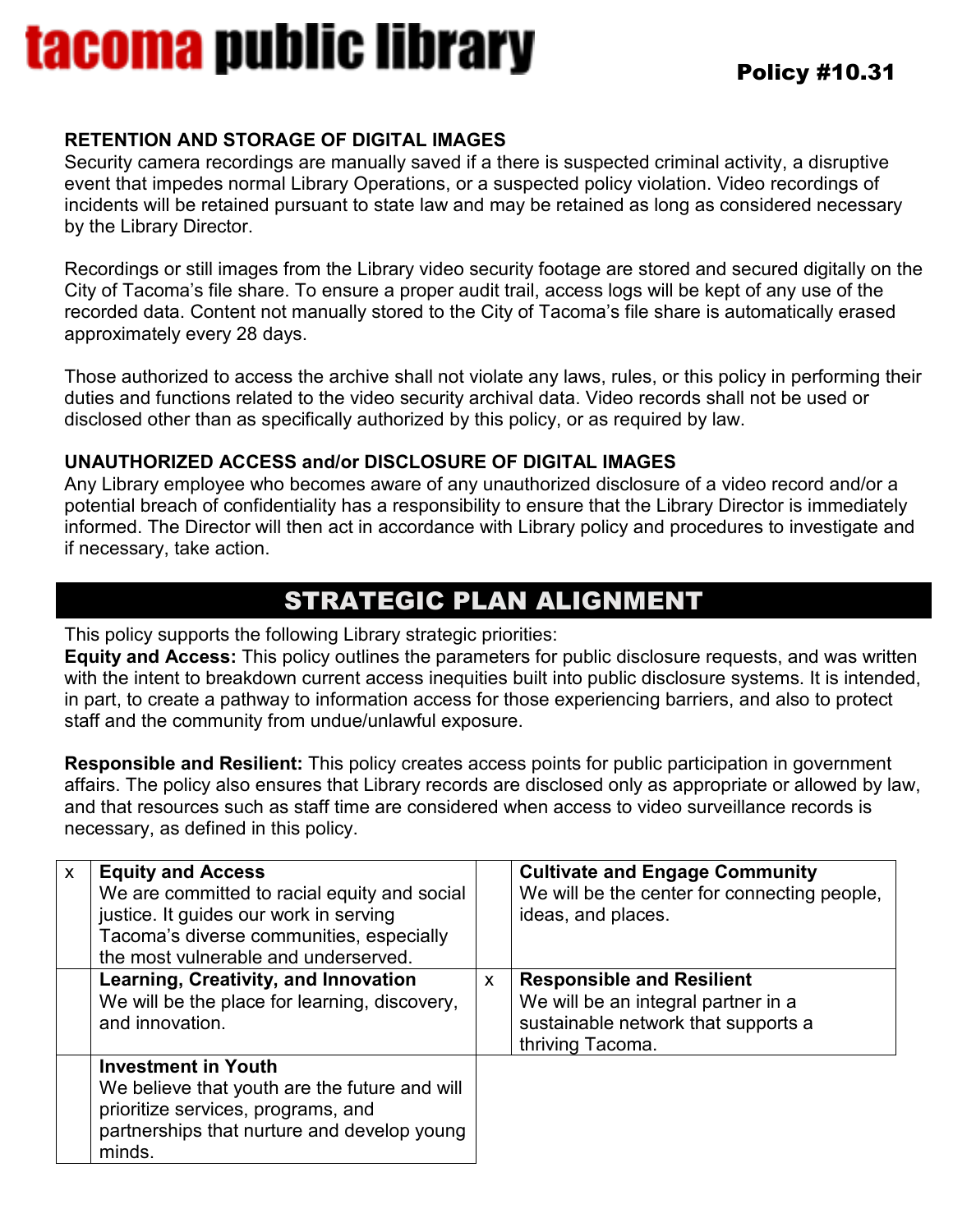### RETENTION AND STORAGE OF DIGITAL IMAGES

Security camera recordings are manually saved if a there is suspected criminal activity, a disruptive event that impedes normal Library Operations, or a suspected policy violation. Video recordings of incidents will be retained pursuant to state law and may be retained as long as considered necessary by the Library Director.

Recordings or still images from the Library video security footage are stored and secured digitally on the City of Tacoma's file share. To ensure a proper audit trail, access logs will be kept of any use of the recorded data. Content not manually stored to the City of Tacoma's file share is automatically erased approximately every 28 days.

Those authorized to access the archive shall not violate any laws, rules, or this policy in performing their duties and functions related to the video security archival data. Video records shall not be used or disclosed other than as specifically authorized by this policy, or as required by law.

### UNAUTHORIZED ACCESS and/or DISCLOSURE OF DIGITAL IMAGES

Any Library employee who becomes aware of any unauthorized disclosure of a video record and/or a potential breach of confidentiality has a responsibility to ensure that the Library Director is immediately informed. The Director will then act in accordance with Library policy and procedures to investigate and if necessary, take action.

## STRATEGIC PLAN ALIGNMENT

This policy supports the following Library strategic priorities:

**Equity and Access:** This policy outlines the parameters for public disclosure requests, and was written with the intent to breakdown current access inequities built into public disclosure systems. It is intended, in part, to create a pathway to information access for those experiencing barriers, and also to protect staff and the community from undue/unlawful exposure.

**Responsible and Resilient:** This policy creates access points for public participation in government affairs. The policy also ensures that Library records are disclosed only as appropriate or allowed by law, and that resources such as staff time are considered when access to video surveillance records is necessary, as defined in this policy.

| | | | |
|---|---|---|---|
| x | **Equity and Access** We are committed to racial equity and social justice. It guides our work in serving Tacoma's diverse communities, especially the most vulnerable and underserved. | | **Cultivate and Engage Community** We will be the center for connecting people, ideas, and places. |
| | **Learning, Creativity, and Innovation** We will be the place for learning, discovery, and innovation. | x | **Responsible and Resilient** We will be an integral partner in a sustainable network that supports a thriving Tacoma. |
| | **Investment in Youth** We believe that youth are the future and will prioritize services, programs, and partnerships that nurture and develop young minds. | | |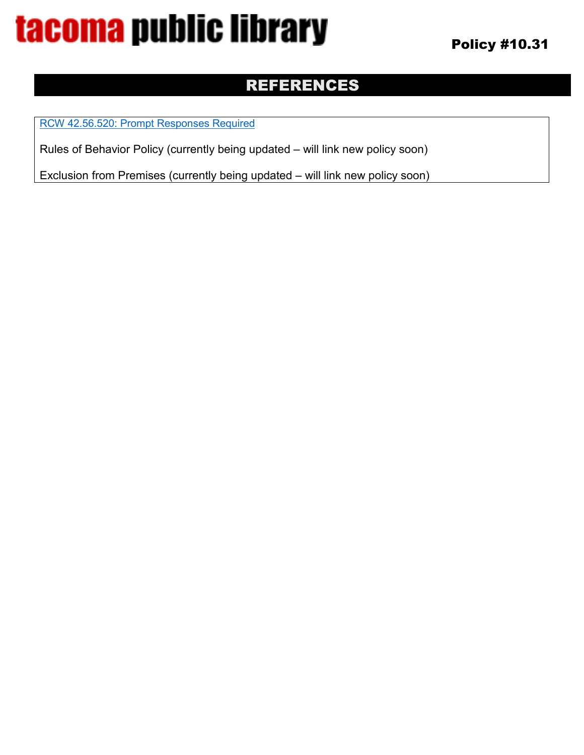## REFERENCES

RCW 42.56.520: Prompt Responses Required

Rules of Behavior Policy (currently being updated – will link new policy soon)

Exclusion from Premises (currently being updated – will link new policy soon)